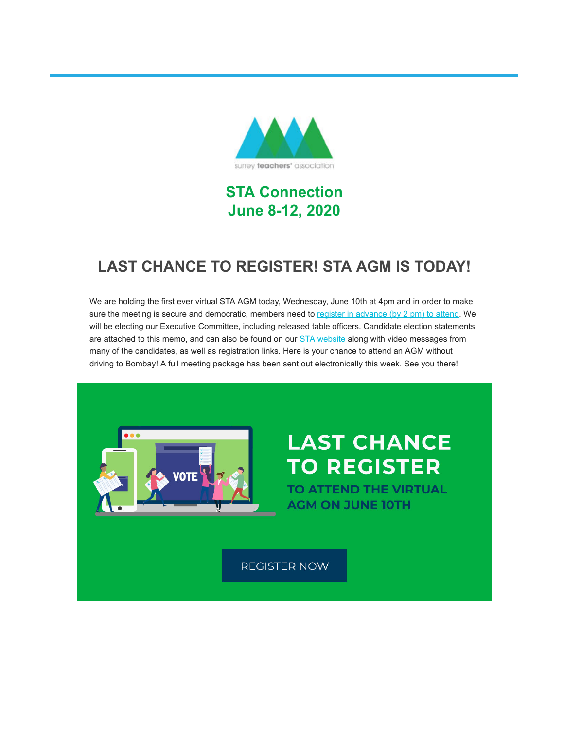surrey teachers' association

## STA Connection
## June 8-12, 2020

# LAST CHANCE TO REGISTER! STA AGM IS TODAY!

We are holding the first ever virtual STA AGM today, Wednesday, June 10th at 4pm and in order to make sure the meeting is secure and democratic, members need to register in advance (by 2 pm) to attend. We will be electing our Executive Committee, including released table officers. Candidate election statements are attached to this memo, and can also be found on our STA website along with video messages from many of the candidates, as well as registration links. Here is your chance to attend an AGM without driving to Bombay! A full meeting package has been sent out electronically this week. See you there!

**LAST CHANCE TO REGISTER**

**TO ATTEND THE VIRTUAL AGM ON JUNE 10TH**

REGISTER NOW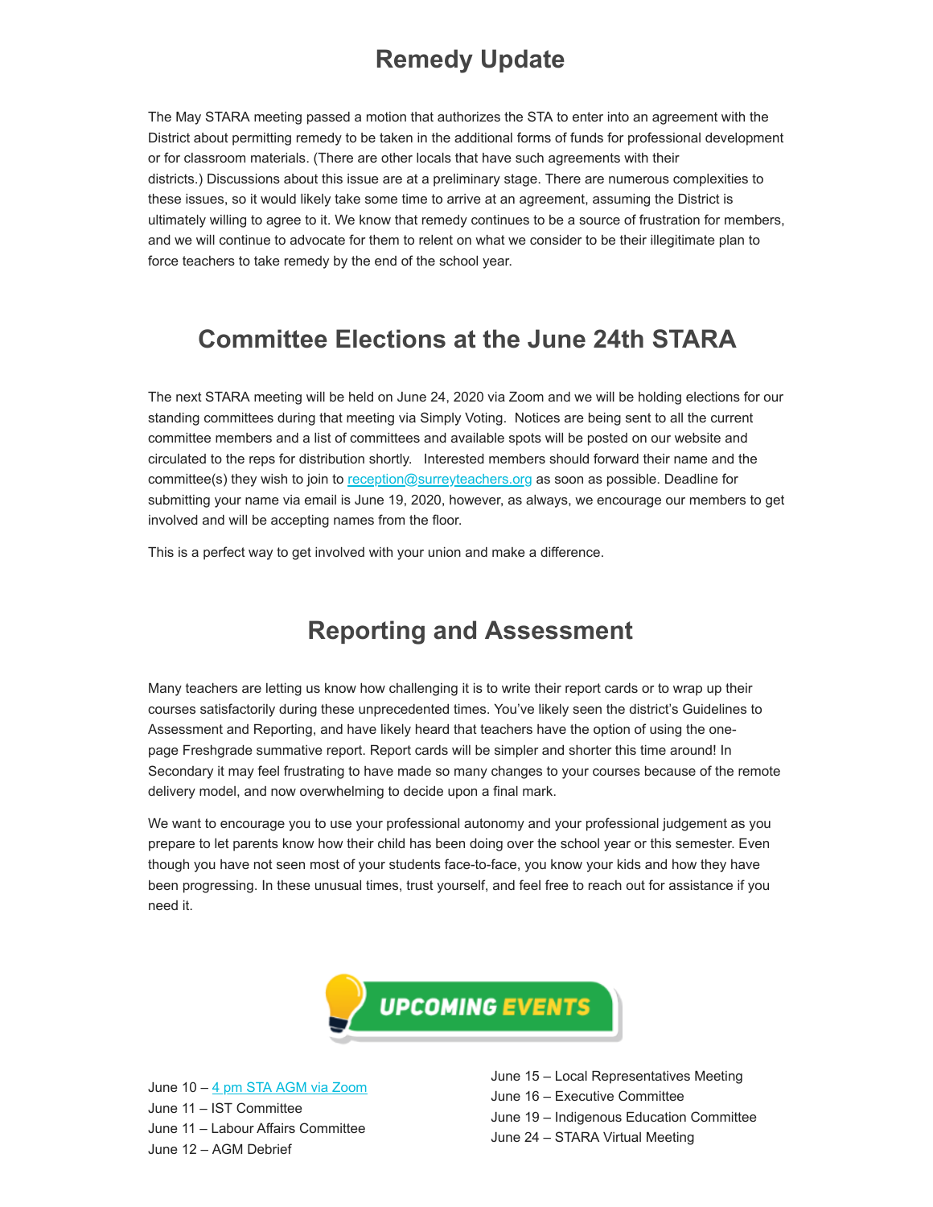## Remedy Update

The May STARA meeting passed a motion that authorizes the STA to enter into an agreement with the District about permitting remedy to be taken in the additional forms of funds for professional development or for classroom materials. (There are other locals that have such agreements with their districts.) Discussions about this issue are at a preliminary stage. There are numerous complexities to these issues, so it would likely take some time to arrive at an agreement, assuming the District is ultimately willing to agree to it. We know that remedy continues to be a source of frustration for members, and we will continue to advocate for them to relent on what we consider to be their illegitimate plan to force teachers to take remedy by the end of the school year.

## Committee Elections at the June 24th STARA

The next STARA meeting will be held on June 24, 2020 via Zoom and we will be holding elections for our standing committees during that meeting via Simply Voting. Notices are being sent to all the current committee members and a list of committees and available spots will be posted on our website and circulated to the reps for distribution shortly. Interested members should forward their name and the committee(s) they wish to join to reception@surreyteachers.org as soon as possible. Deadline for submitting your name via email is June 19, 2020, however, as always, we encourage our members to get involved and will be accepting names from the floor.

This is a perfect way to get involved with your union and make a difference.

## Reporting and Assessment

Many teachers are letting us know how challenging it is to write their report cards or to wrap up their courses satisfactorily during these unprecedented times. You've likely seen the district's Guidelines to Assessment and Reporting, and have likely heard that teachers have the option of using the one-page Freshgrade summative report. Report cards will be simpler and shorter this time around! In Secondary it may feel frustrating to have made so many changes to your courses because of the remote delivery model, and now overwhelming to decide upon a final mark.

We want to encourage you to use your professional autonomy and your professional judgement as you prepare to let parents know how their child has been doing over the school year or this semester. Even though you have not seen most of your students face-to-face, you know your kids and how they have been progressing. In these unusual times, trust yourself, and feel free to reach out for assistance if you need it.

## UPCOMING EVENTS

June 10 – 4 pm STA AGM via Zoom
June 11 – IST Committee
June 11 – Labour Affairs Committee
June 12 – AGM Debrief
June 15 – Local Representatives Meeting
June 16 – Executive Committee
June 19 – Indigenous Education Committee
June 24 – STARA Virtual Meeting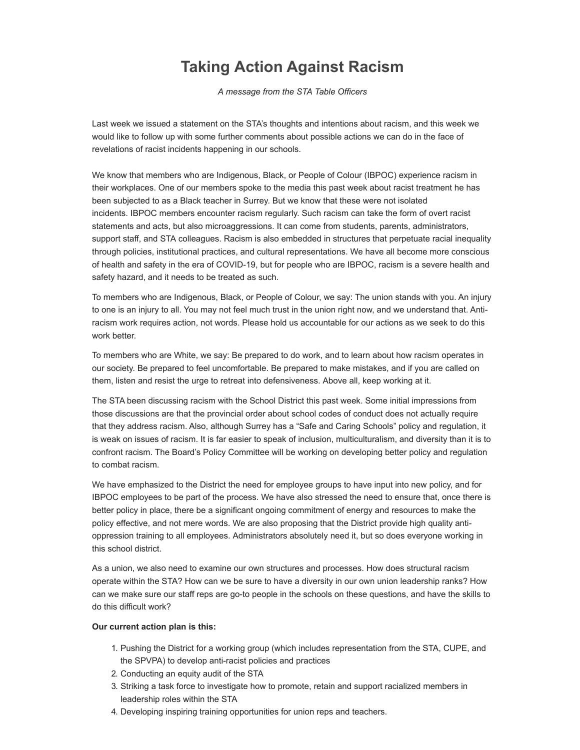# Taking Action Against Racism

*A message from the STA Table Officers*

Last week we issued a statement on the STA's thoughts and intentions about racism, and this week we would like to follow up with some further comments about possible actions we can do in the face of revelations of racist incidents happening in our schools.

We know that members who are Indigenous, Black, or People of Colour (IBPOC) experience racism in their workplaces. One of our members spoke to the media this past week about racist treatment he has been subjected to as a Black teacher in Surrey. But we know that these were not isolated incidents. IBPOC members encounter racism regularly. Such racism can take the form of overt racist statements and acts, but also microaggressions. It can come from students, parents, administrators, support staff, and STA colleagues. Racism is also embedded in structures that perpetuate racial inequality through policies, institutional practices, and cultural representations. We have all become more conscious of health and safety in the era of COVID-19, but for people who are IBPOC, racism is a severe health and safety hazard, and it needs to be treated as such.

To members who are Indigenous, Black, or People of Colour, we say: The union stands with you. An injury to one is an injury to all. You may not feel much trust in the union right now, and we understand that. Anti-racism work requires action, not words. Please hold us accountable for our actions as we seek to do this work better.

To members who are White, we say: Be prepared to do work, and to learn about how racism operates in our society. Be prepared to feel uncomfortable. Be prepared to make mistakes, and if you are called on them, listen and resist the urge to retreat into defensiveness. Above all, keep working at it.

The STA been discussing racism with the School District this past week. Some initial impressions from those discussions are that the provincial order about school codes of conduct does not actually require that they address racism. Also, although Surrey has a "Safe and Caring Schools" policy and regulation, it is weak on issues of racism. It is far easier to speak of inclusion, multiculturalism, and diversity than it is to confront racism. The Board's Policy Committee will be working on developing better policy and regulation to combat racism.

We have emphasized to the District the need for employee groups to have input into new policy, and for IBPOC employees to be part of the process. We have also stressed the need to ensure that, once there is better policy in place, there be a significant ongoing commitment of energy and resources to make the policy effective, and not mere words. We are also proposing that the District provide high quality anti-oppression training to all employees. Administrators absolutely need it, but so does everyone working in this school district.

As a union, we also need to examine our own structures and processes. How does structural racism operate within the STA? How can we be sure to have a diversity in our own union leadership ranks? How can we make sure our staff reps are go-to people in the schools on these questions, and have the skills to do this difficult work?

**Our current action plan is this:**

1. Pushing the District for a working group (which includes representation from the STA, CUPE, and the SPVPA) to develop anti-racist policies and practices
2. Conducting an equity audit of the STA
3. Striking a task force to investigate how to promote, retain and support racialized members in leadership roles within the STA
4. Developing inspiring training opportunities for union reps and teachers.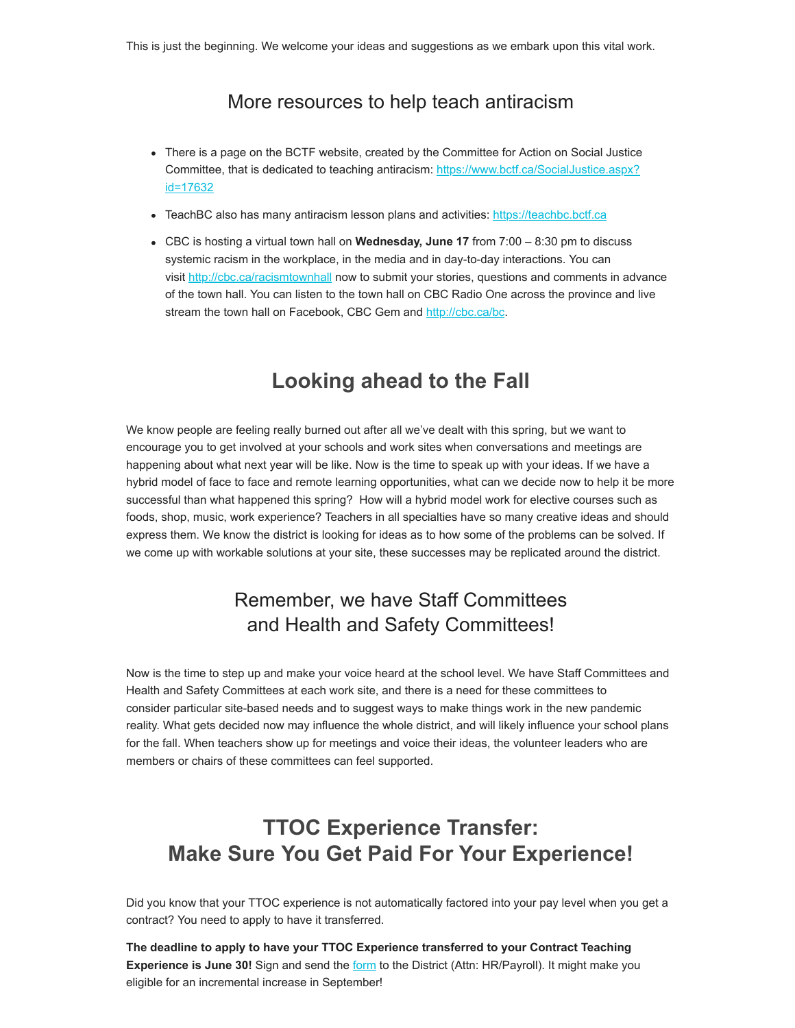This is just the beginning. We welcome your ideas and suggestions as we embark upon this vital work.

## More resources to help teach antiracism

- There is a page on the BCTF website, created by the Committee for Action on Social Justice Committee, that is dedicated to teaching antiracism: [https://www.bctf.ca/SocialJustice.aspx?id=17632](https://www.bctf.ca/SocialJustice.aspx?id=17632)
- TeachBC also has many antiracism lesson plans and activities: [https://teachbc.bctf.ca](https://teachbc.bctf.ca)
- CBC is hosting a virtual town hall on **Wednesday, June 17** from 7:00 – 8:30 pm to discuss systemic racism in the workplace, in the media and in day-to-day interactions. You can visit [http://cbc.ca/racismtownhall](http://cbc.ca/racismtownhall) now to submit your stories, questions and comments in advance of the town hall. You can listen to the town hall on CBC Radio One across the province and live stream the town hall on Facebook, CBC Gem and [http://cbc.ca/bc](http://cbc.ca/bc).

# Looking ahead to the Fall

We know people are feeling really burned out after all we've dealt with this spring, but we want to encourage you to get involved at your schools and work sites when conversations and meetings are happening about what next year will be like. Now is the time to speak up with your ideas. If we have a hybrid model of face to face and remote learning opportunities, what can we decide now to help it be more successful than what happened this spring? How will a hybrid model work for elective courses such as foods, shop, music, work experience? Teachers in all specialties have so many creative ideas and should express them. We know the district is looking for ideas as to how some of the problems can be solved. If we come up with workable solutions at your site, these successes may be replicated around the district.

## Remember, we have Staff Committees and Health and Safety Committees!

Now is the time to step up and make your voice heard at the school level. We have Staff Committees and Health and Safety Committees at each work site, and there is a need for these committees to consider particular site-based needs and to suggest ways to make things work in the new pandemic reality. What gets decided now may influence the whole district, and will likely influence your school plans for the fall. When teachers show up for meetings and voice their ideas, the volunteer leaders who are members or chairs of these committees can feel supported.

# TTOC Experience Transfer: Make Sure You Get Paid For Your Experience!

Did you know that your TTOC experience is not automatically factored into your pay level when you get a contract? You need to apply to have it transferred.

**The deadline to apply to have your TTOC Experience transferred to your Contract Teaching Experience is June 30!** Sign and send the [form](form) to the District (Attn: HR/Payroll). It might make you eligible for an incremental increase in September!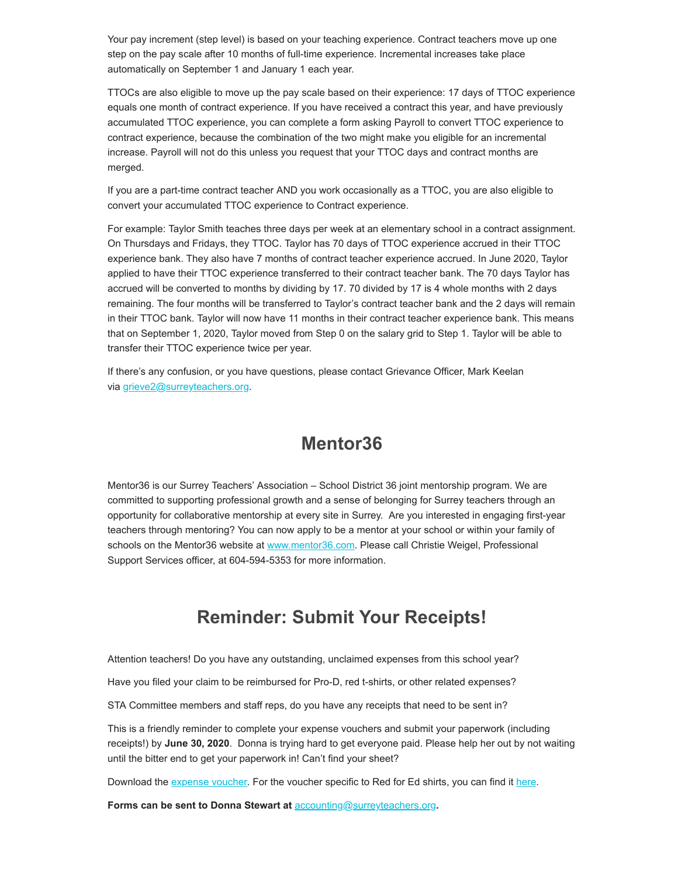Your pay increment (step level) is based on your teaching experience. Contract teachers move up one step on the pay scale after 10 months of full-time experience. Incremental increases take place automatically on September 1 and January 1 each year.

TTOCs are also eligible to move up the pay scale based on their experience: 17 days of TTOC experience equals one month of contract experience. If you have received a contract this year, and have previously accumulated TTOC experience, you can complete a form asking Payroll to convert TTOC experience to contract experience, because the combination of the two might make you eligible for an incremental increase. Payroll will not do this unless you request that your TTOC days and contract months are merged.

If you are a part-time contract teacher AND you work occasionally as a TTOC, you are also eligible to convert your accumulated TTOC experience to Contract experience.

For example: Taylor Smith teaches three days per week at an elementary school in a contract assignment. On Thursdays and Fridays, they TTOC. Taylor has 70 days of TTOC experience accrued in their TTOC experience bank. They also have 7 months of contract teacher experience accrued. In June 2020, Taylor applied to have their TTOC experience transferred to their contract teacher bank. The 70 days Taylor has accrued will be converted to months by dividing by 17. 70 divided by 17 is 4 whole months with 2 days remaining. The four months will be transferred to Taylor's contract teacher bank and the 2 days will remain in their TTOC bank. Taylor will now have 11 months in their contract teacher experience bank. This means that on September 1, 2020, Taylor moved from Step 0 on the salary grid to Step 1. Taylor will be able to transfer their TTOC experience twice per year.

If there's any confusion, or you have questions, please contact Grievance Officer, Mark Keelan via grieve2@surreyteachers.org.

# Mentor36

Mentor36 is our Surrey Teachers' Association – School District 36 joint mentorship program. We are committed to supporting professional growth and a sense of belonging for Surrey teachers through an opportunity for collaborative mentorship at every site in Surrey. Are you interested in engaging first-year teachers through mentoring? You can now apply to be a mentor at your school or within your family of schools on the Mentor36 website at www.mentor36.com. Please call Christie Weigel, Professional Support Services officer, at 604-594-5353 for more information.

# Reminder: Submit Your Receipts!

Attention teachers! Do you have any outstanding, unclaimed expenses from this school year?

Have you filed your claim to be reimbursed for Pro-D, red t-shirts, or other related expenses?

STA Committee members and staff reps, do you have any receipts that need to be sent in?

This is a friendly reminder to complete your expense vouchers and submit your paperwork (including receipts!) by **June 30, 2020**. Donna is trying hard to get everyone paid. Please help her out by not waiting until the bitter end to get your paperwork in! Can't find your sheet?

Download the expense voucher. For the voucher specific to Red for Ed shirts, you can find it here.

**Forms can be sent to Donna Stewart at accounting@surreyteachers.org.**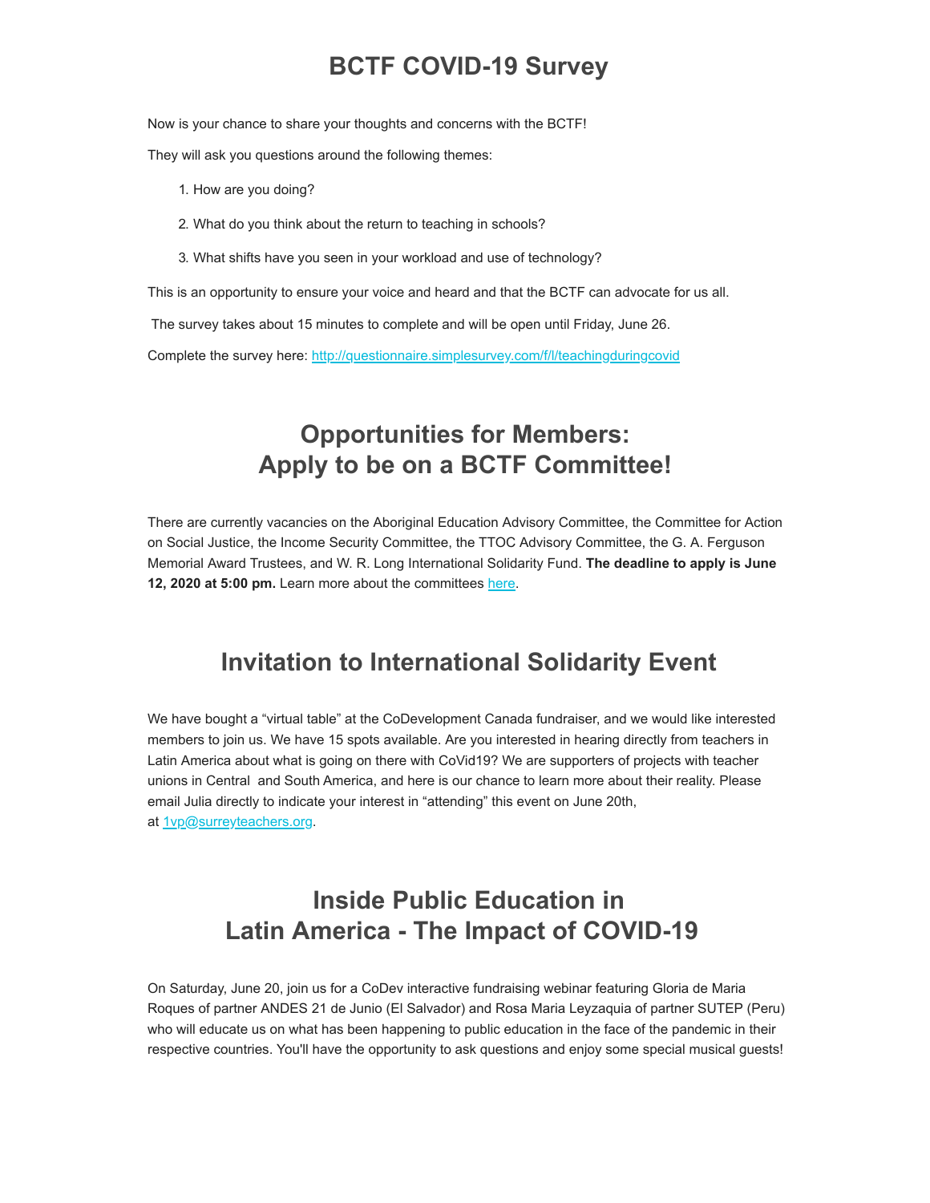# BCTF COVID-19 Survey

Now is your chance to share your thoughts and concerns with the BCTF!

They will ask you questions around the following themes:

1. How are you doing?
2. What do you think about the return to teaching in schools?
3. What shifts have you seen in your workload and use of technology?

This is an opportunity to ensure your voice and heard and that the BCTF can advocate for us all.

The survey takes about 15 minutes to complete and will be open until Friday, June 26.

Complete the survey here: [http://questionnaire.simplesurvey.com/f/l/teachingduringcovid](http://questionnaire.simplesurvey.com/f/l/teachingduringcovid)

# Opportunities for Members: Apply to be on a BCTF Committee!

There are currently vacancies on the Aboriginal Education Advisory Committee, the Committee for Action on Social Justice, the Income Security Committee, the TTOC Advisory Committee, the G. A. Ferguson Memorial Award Trustees, and W. R. Long International Solidarity Fund. **The deadline to apply is June 12, 2020 at 5:00 pm.** Learn more about the committees here.

# Invitation to International Solidarity Event

We have bought a "virtual table" at the CoDevelopment Canada fundraiser, and we would like interested members to join us. We have 15 spots available. Are you interested in hearing directly from teachers in Latin America about what is going on there with CoVid19? We are supporters of projects with teacher unions in Central and South America, and here is our chance to learn more about their reality. Please email Julia directly to indicate your interest in "attending" this event on June 20th, at 1vp@surreyteachers.org.

# Inside Public Education in Latin America - The Impact of COVID-19

On Saturday, June 20, join us for a CoDev interactive fundraising webinar featuring Gloria de Maria Roques of partner ANDES 21 de Junio (El Salvador) and Rosa Maria Leyzaquia of partner SUTEP (Peru) who will educate us on what has been happening to public education in the face of the pandemic in their respective countries. You'll have the opportunity to ask questions and enjoy some special musical guests!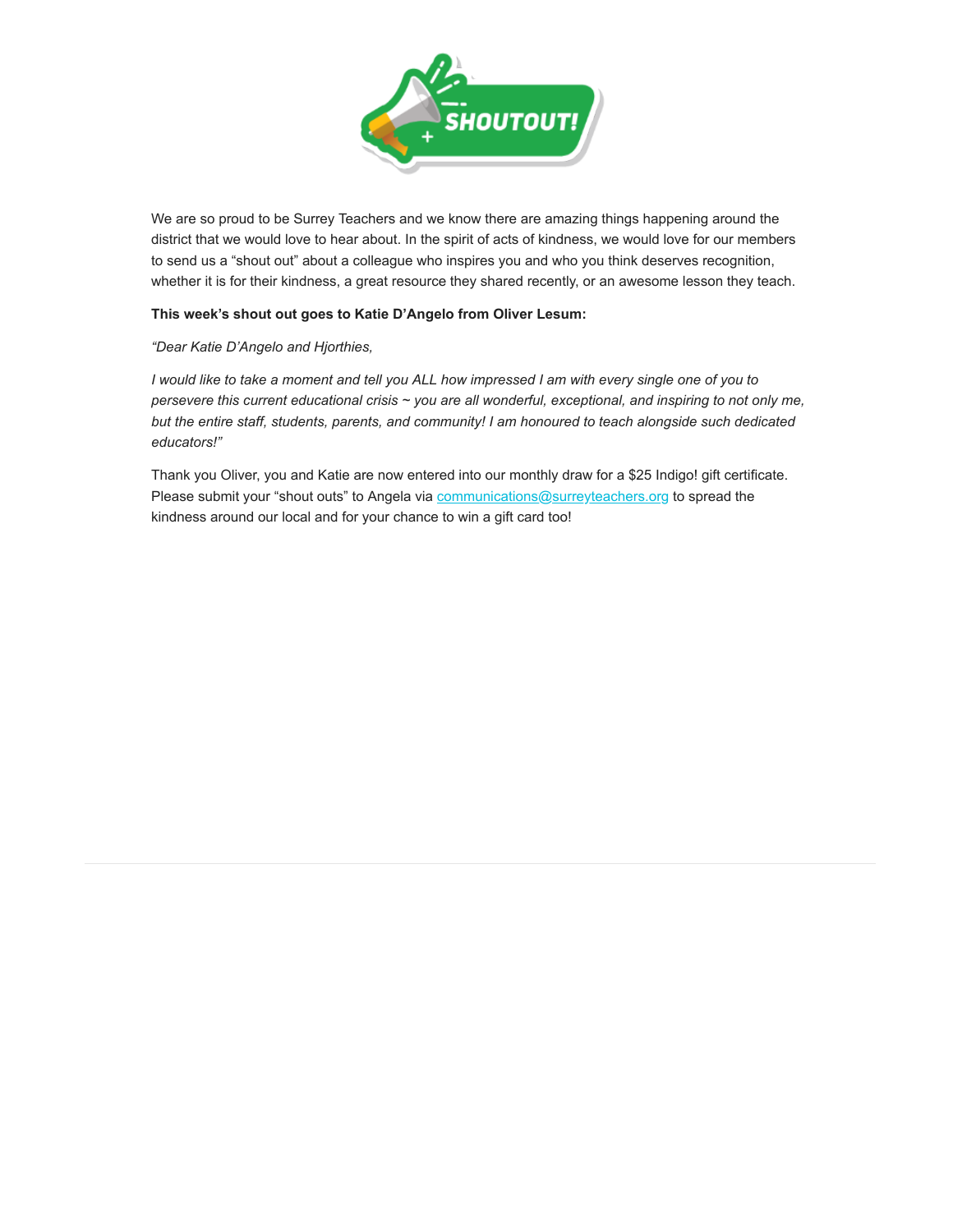We are so proud to be Surrey Teachers and we know there are amazing things happening around the district that we would love to hear about. In the spirit of acts of kindness, we would love for our members to send us a "shout out" about a colleague who inspires you and who you think deserves recognition, whether it is for their kindness, a great resource they shared recently, or an awesome lesson they teach.

**This week's shout out goes to Katie D'Angelo from Oliver Lesum:**

*"Dear Katie D'Angelo and Hjorthies,*

*I would like to take a moment and tell you ALL how impressed I am with every single one of you to persevere this current educational crisis ~ you are all wonderful, exceptional, and inspiring to not only me, but the entire staff, students, parents, and community! I am honoured to teach alongside such dedicated educators!"*

Thank you Oliver, you and Katie are now entered into our monthly draw for a $25 Indigo! gift certificate. Please submit your "shout outs" to Angela via [communications@surreyteachers.org](mailto:communications@surreyteachers.org) to spread the kindness around our local and for your chance to win a gift card too!